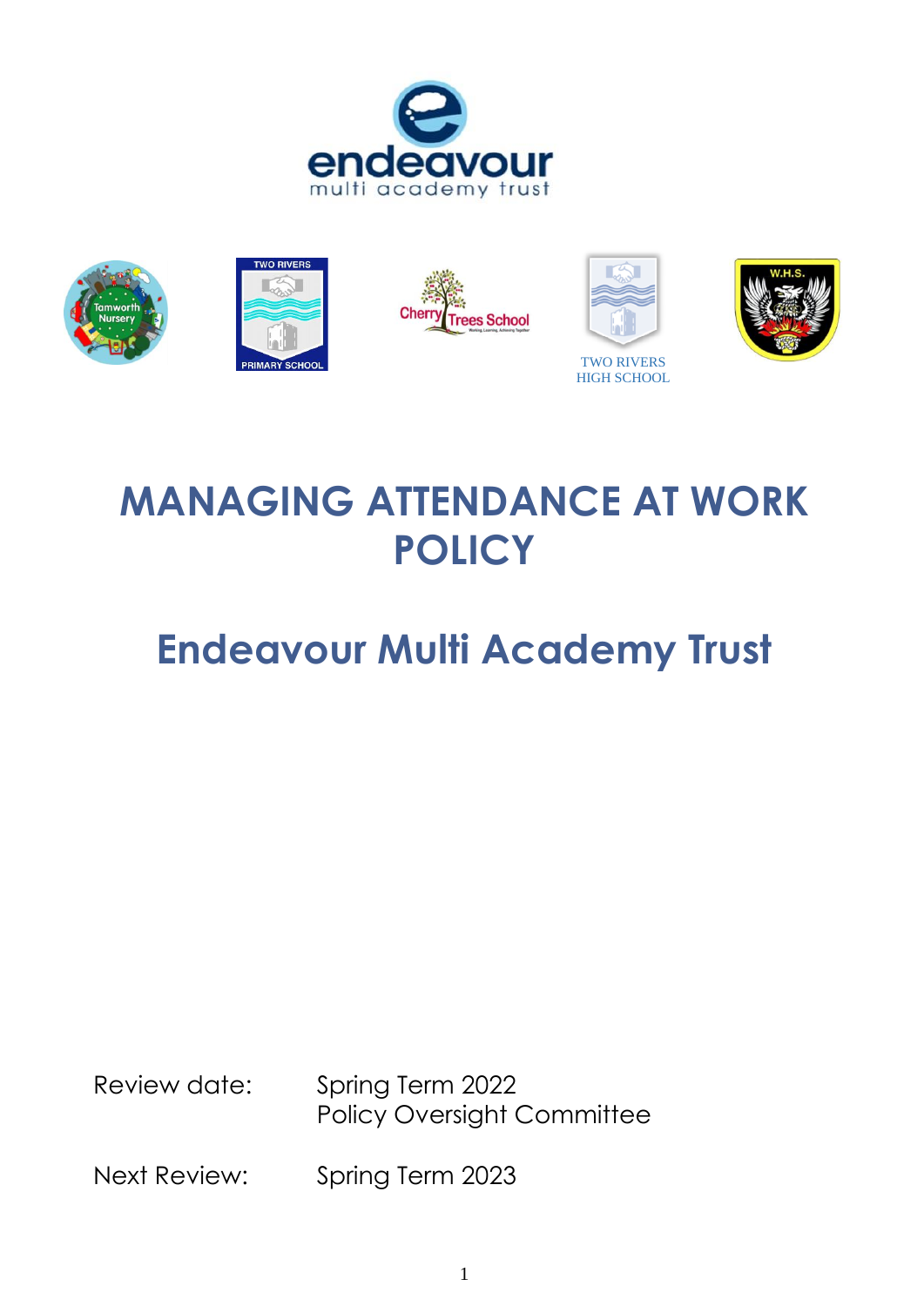# MANAGING ATTENDANCE AT WORK POLICY

## Endeavour Multi Academy Trust

Review date: Spring Term 2022
Policy Oversight Committee

Next Review: Spring Term 2023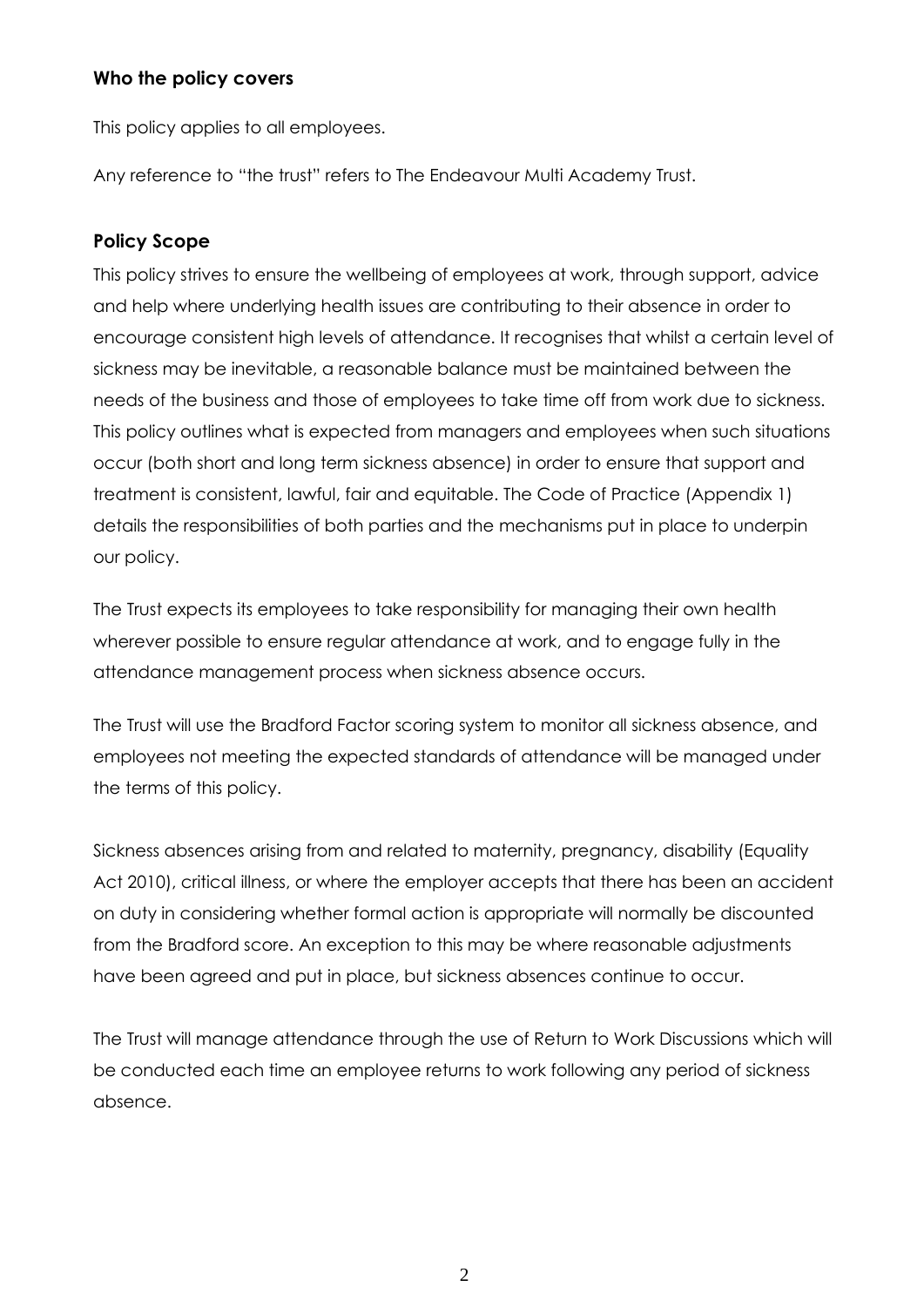## Who the policy covers

This policy applies to all employees.

Any reference to "the trust" refers to The Endeavour Multi Academy Trust.

## Policy Scope

This policy strives to ensure the wellbeing of employees at work, through support, advice and help where underlying health issues are contributing to their absence in order to encourage consistent high levels of attendance. It recognises that whilst a certain level of sickness may be inevitable, a reasonable balance must be maintained between the needs of the business and those of employees to take time off from work due to sickness. This policy outlines what is expected from managers and employees when such situations occur (both short and long term sickness absence) in order to ensure that support and treatment is consistent, lawful, fair and equitable. The Code of Practice (Appendix 1) details the responsibilities of both parties and the mechanisms put in place to underpin our policy.

The Trust expects its employees to take responsibility for managing their own health wherever possible to ensure regular attendance at work, and to engage fully in the attendance management process when sickness absence occurs.

The Trust will use the Bradford Factor scoring system to monitor all sickness absence, and employees not meeting the expected standards of attendance will be managed under the terms of this policy.

Sickness absences arising from and related to maternity, pregnancy, disability (Equality Act 2010), critical illness, or where the employer accepts that there has been an accident on duty in considering whether formal action is appropriate will normally be discounted from the Bradford score. An exception to this may be where reasonable adjustments have been agreed and put in place, but sickness absences continue to occur.

The Trust will manage attendance through the use of Return to Work Discussions which will be conducted each time an employee returns to work following any period of sickness absence.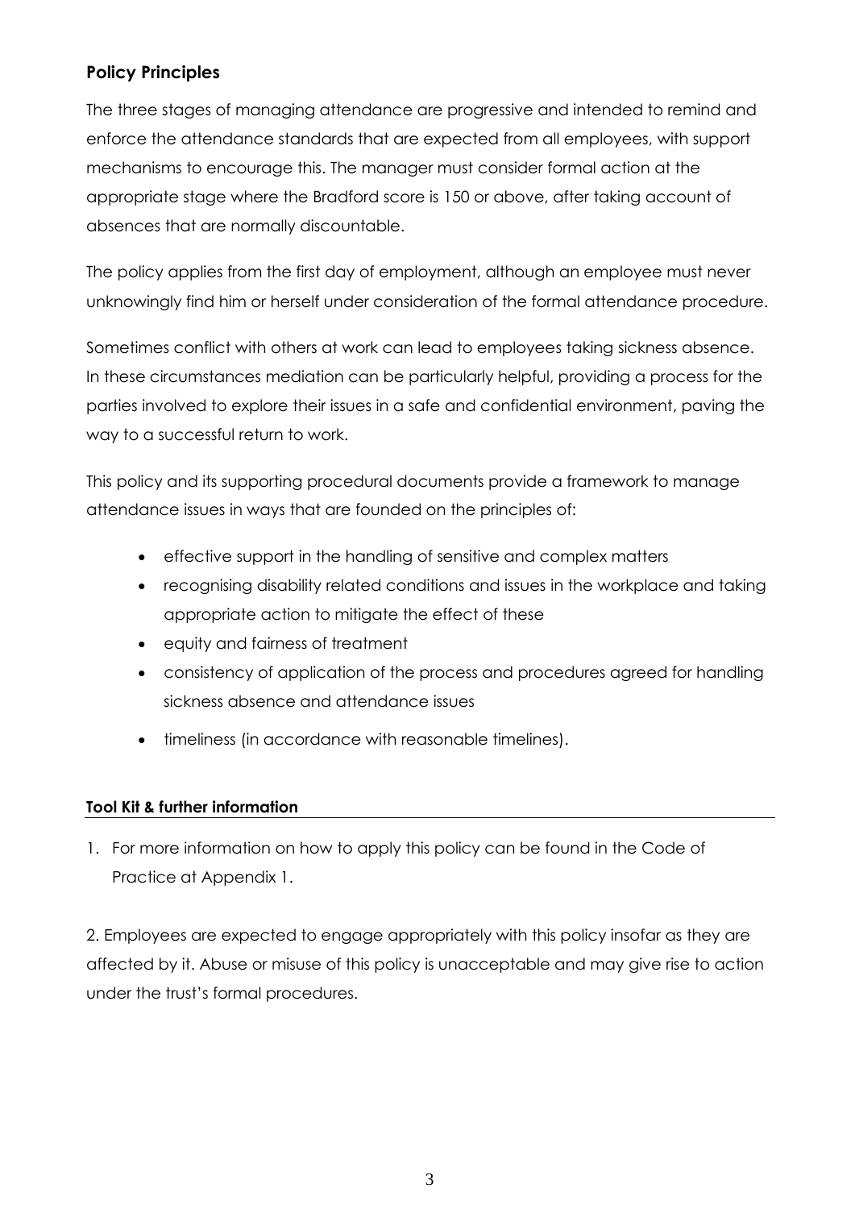## Policy Principles

The three stages of managing attendance are progressive and intended to remind and enforce the attendance standards that are expected from all employees, with support mechanisms to encourage this. The manager must consider formal action at the appropriate stage where the Bradford score is 150 or above, after taking account of absences that are normally discountable.

The policy applies from the first day of employment, although an employee must never unknowingly find him or herself under consideration of the formal attendance procedure.

Sometimes conflict with others at work can lead to employees taking sickness absence. In these circumstances mediation can be particularly helpful, providing a process for the parties involved to explore their issues in a safe and confidential environment, paving the way to a successful return to work.

This policy and its supporting procedural documents provide a framework to manage attendance issues in ways that are founded on the principles of:

- effective support in the handling of sensitive and complex matters
- recognising disability related conditions and issues in the workplace and taking appropriate action to mitigate the effect of these
- equity and fairness of treatment
- consistency of application of the process and procedures agreed for handling sickness absence and attendance issues
- timeliness (in accordance with reasonable timelines).

**Tool Kit & further information**

1. For more information on how to apply this policy can be found in the Code of Practice at Appendix 1.

2. Employees are expected to engage appropriately with this policy insofar as they are affected by it. Abuse or misuse of this policy is unacceptable and may give rise to action under the trust's formal procedures.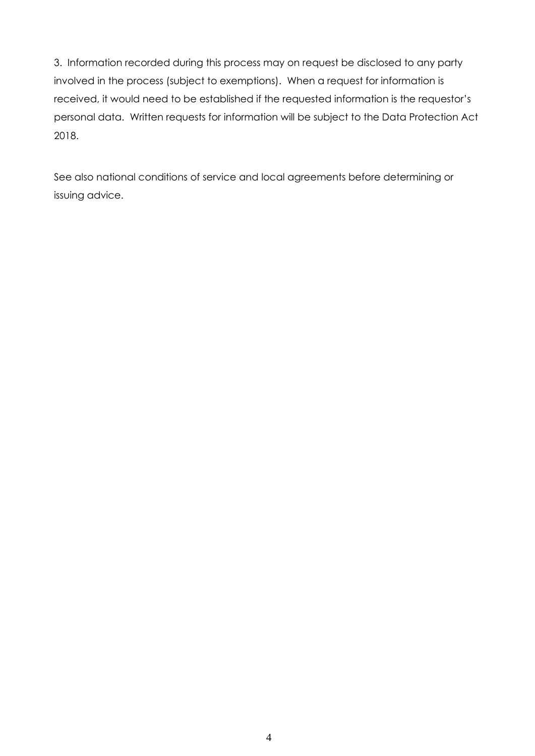3. Information recorded during this process may on request be disclosed to any party involved in the process (subject to exemptions). When a request for information is received, it would need to be established if the requested information is the requestor's personal data. Written requests for information will be subject to the Data Protection Act 2018.

See also national conditions of service and local agreements before determining or issuing advice.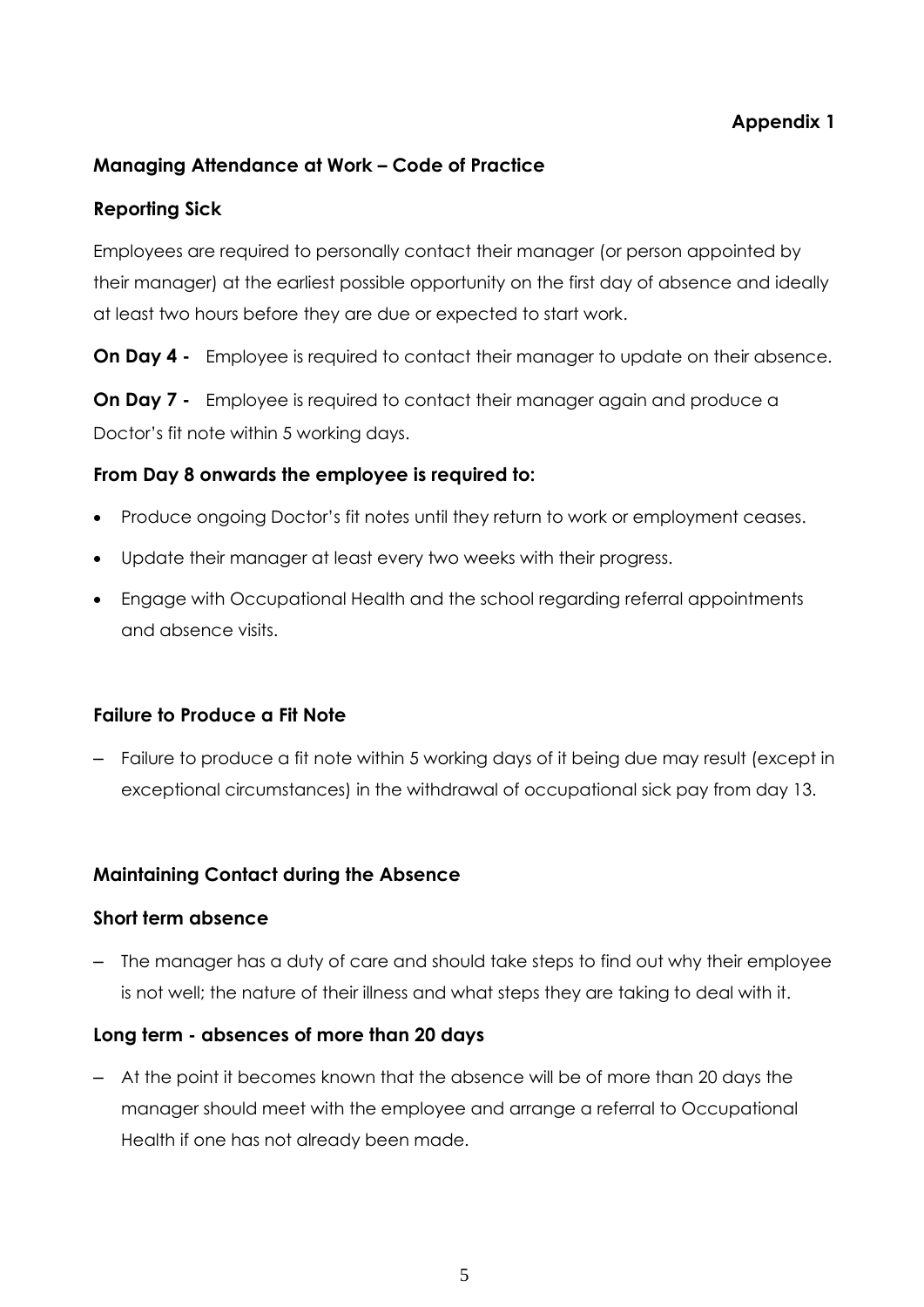**Appendix 1**

## Managing Attendance at Work – Code of Practice

### Reporting Sick

Employees are required to personally contact their manager (or person appointed by their manager) at the earliest possible opportunity on the first day of absence and ideally at least two hours before they are due or expected to start work.

**On Day 4 -** Employee is required to contact their manager to update on their absence.

**On Day 7 -** Employee is required to contact their manager again and produce a Doctor's fit note within 5 working days.

### From Day 8 onwards the employee is required to:

- Produce ongoing Doctor's fit notes until they return to work or employment ceases.
- Update their manager at least every two weeks with their progress.
- Engage with Occupational Health and the school regarding referral appointments and absence visits.

### Failure to Produce a Fit Note

– Failure to produce a fit note within 5 working days of it being due may result (except in exceptional circumstances) in the withdrawal of occupational sick pay from day 13.

### Maintaining Contact during the Absence

### Short term absence

– The manager has a duty of care and should take steps to find out why their employee is not well; the nature of their illness and what steps they are taking to deal with it.

### Long term - absences of more than 20 days

– At the point it becomes known that the absence will be of more than 20 days the manager should meet with the employee and arrange a referral to Occupational Health if one has not already been made.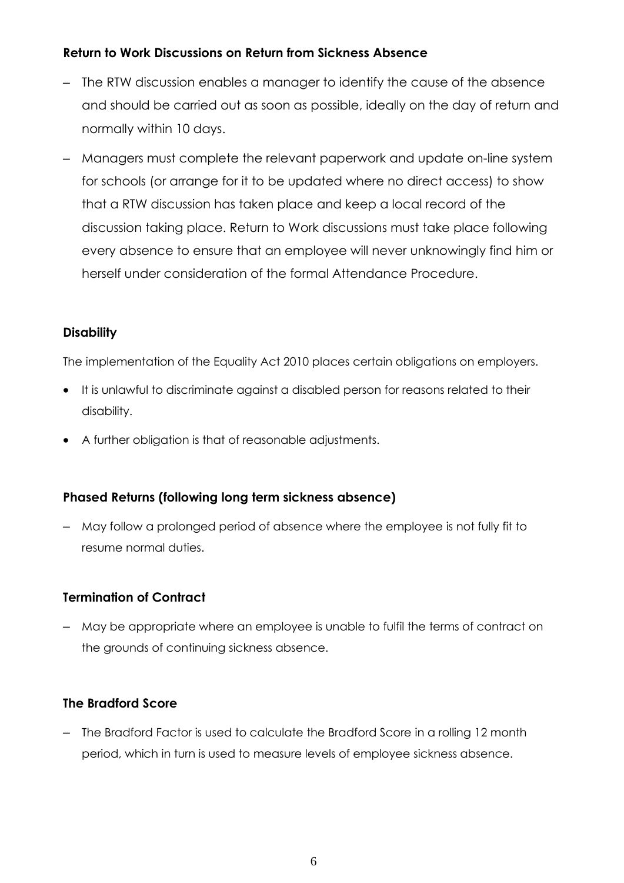**Return to Work Discussions on Return from Sickness Absence**

- The RTW discussion enables a manager to identify the cause of the absence and should be carried out as soon as possible, ideally on the day of return and normally within 10 days.
- Managers must complete the relevant paperwork and update on-line system for schools (or arrange for it to be updated where no direct access) to show that a RTW discussion has taken place and keep a local record of the discussion taking place. Return to Work discussions must take place following every absence to ensure that an employee will never unknowingly find him or herself under consideration of the formal Attendance Procedure.

**Disability**

The implementation of the Equality Act 2010 places certain obligations on employers.

- It is unlawful to discriminate against a disabled person for reasons related to their disability.
- A further obligation is that of reasonable adjustments.

**Phased Returns (following long term sickness absence)**

- May follow a prolonged period of absence where the employee is not fully fit to resume normal duties.

**Termination of Contract**

- May be appropriate where an employee is unable to fulfil the terms of contract on the grounds of continuing sickness absence.

**The Bradford Score**

- The Bradford Factor is used to calculate the Bradford Score in a rolling 12 month period, which in turn is used to measure levels of employee sickness absence.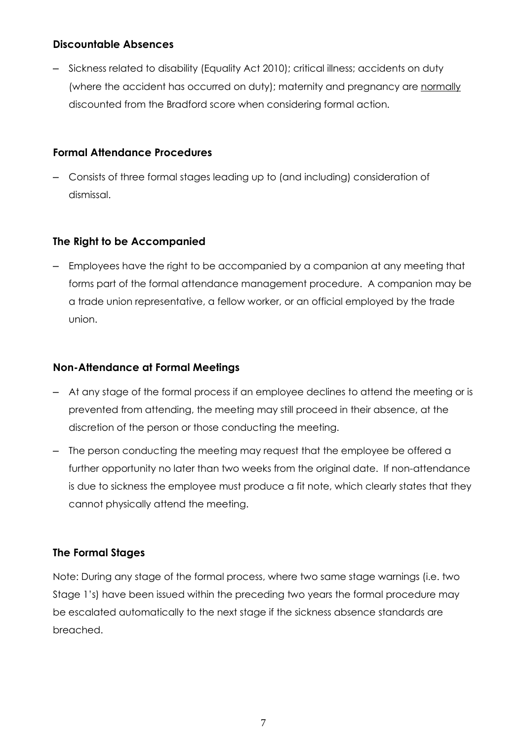### Discountable Absences

– Sickness related to disability (Equality Act 2010); critical illness; accidents on duty (where the accident has occurred on duty); maternity and pregnancy are normally discounted from the Bradford score when considering formal action.

### Formal Attendance Procedures

– Consists of three formal stages leading up to (and including) consideration of dismissal.

### The Right to be Accompanied

– Employees have the right to be accompanied by a companion at any meeting that forms part of the formal attendance management procedure. A companion may be a trade union representative, a fellow worker, or an official employed by the trade union.

### Non-Attendance at Formal Meetings

– At any stage of the formal process if an employee declines to attend the meeting or is prevented from attending, the meeting may still proceed in their absence, at the discretion of the person or those conducting the meeting.

– The person conducting the meeting may request that the employee be offered a further opportunity no later than two weeks from the original date. If non-attendance is due to sickness the employee must produce a fit note, which clearly states that they cannot physically attend the meeting.

### The Formal Stages

Note: During any stage of the formal process, where two same stage warnings (i.e. two Stage 1's) have been issued within the preceding two years the formal procedure may be escalated automatically to the next stage if the sickness absence standards are breached.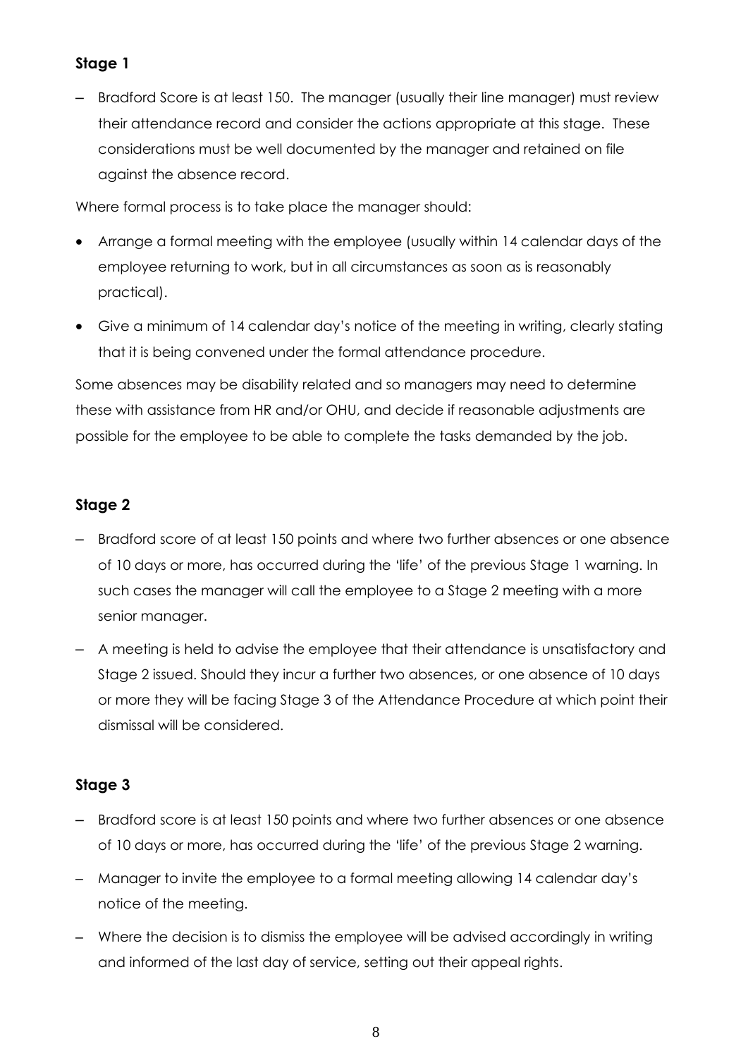### Stage 1

- Bradford Score is at least 150. The manager (usually their line manager) must review their attendance record and consider the actions appropriate at this stage. These considerations must be well documented by the manager and retained on file against the absence record.

Where formal process is to take place the manager should:

- Arrange a formal meeting with the employee (usually within 14 calendar days of the employee returning to work, but in all circumstances as soon as is reasonably practical).
- Give a minimum of 14 calendar day's notice of the meeting in writing, clearly stating that it is being convened under the formal attendance procedure.

Some absences may be disability related and so managers may need to determine these with assistance from HR and/or OHU, and decide if reasonable adjustments are possible for the employee to be able to complete the tasks demanded by the job.

### Stage 2

- Bradford score of at least 150 points and where two further absences or one absence of 10 days or more, has occurred during the 'life' of the previous Stage 1 warning. In such cases the manager will call the employee to a Stage 2 meeting with a more senior manager.
- A meeting is held to advise the employee that their attendance is unsatisfactory and Stage 2 issued. Should they incur a further two absences, or one absence of 10 days or more they will be facing Stage 3 of the Attendance Procedure at which point their dismissal will be considered.

### Stage 3

- Bradford score is at least 150 points and where two further absences or one absence of 10 days or more, has occurred during the 'life' of the previous Stage 2 warning.
- Manager to invite the employee to a formal meeting allowing 14 calendar day's notice of the meeting.
- Where the decision is to dismiss the employee will be advised accordingly in writing and informed of the last day of service, setting out their appeal rights.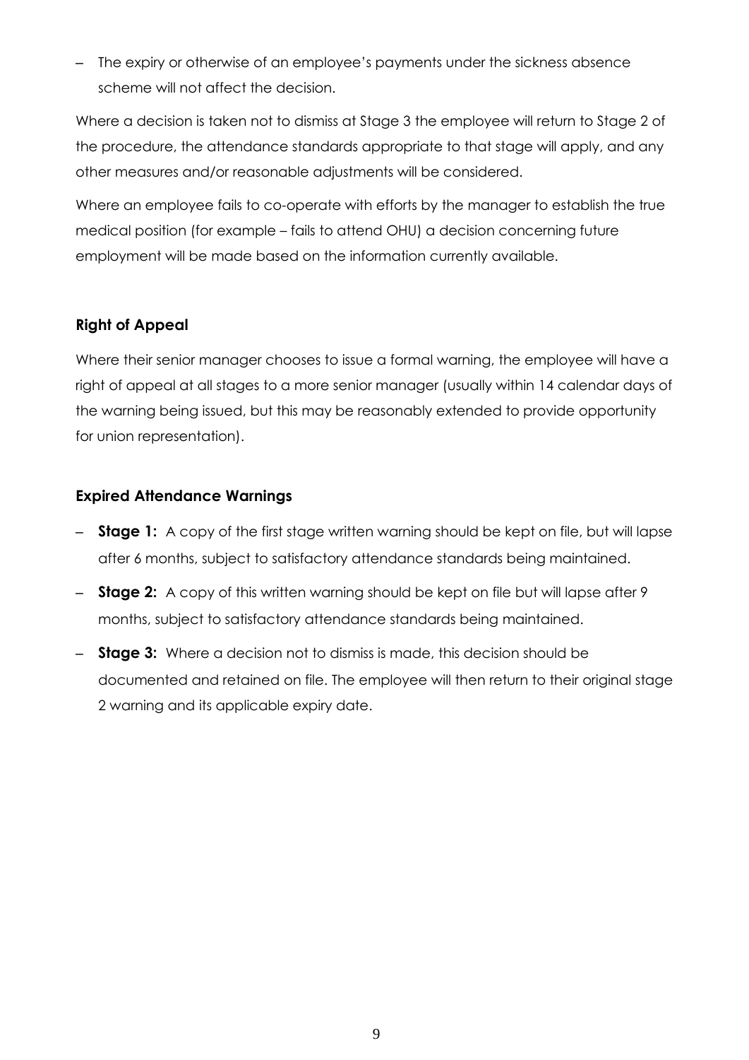- The expiry or otherwise of an employee's payments under the sickness absence scheme will not affect the decision.

Where a decision is taken not to dismiss at Stage 3 the employee will return to Stage 2 of the procedure, the attendance standards appropriate to that stage will apply, and any other measures and/or reasonable adjustments will be considered.

Where an employee fails to co-operate with efforts by the manager to establish the true medical position (for example – fails to attend OHU) a decision concerning future employment will be made based on the information currently available.

**Right of Appeal**

Where their senior manager chooses to issue a formal warning, the employee will have a right of appeal at all stages to a more senior manager (usually within 14 calendar days of the warning being issued, but this may be reasonably extended to provide opportunity for union representation).

**Expired Attendance Warnings**

- **Stage 1:** A copy of the first stage written warning should be kept on file, but will lapse after 6 months, subject to satisfactory attendance standards being maintained.
- **Stage 2:** A copy of this written warning should be kept on file but will lapse after 9 months, subject to satisfactory attendance standards being maintained.
- **Stage 3:** Where a decision not to dismiss is made, this decision should be documented and retained on file. The employee will then return to their original stage 2 warning and its applicable expiry date.